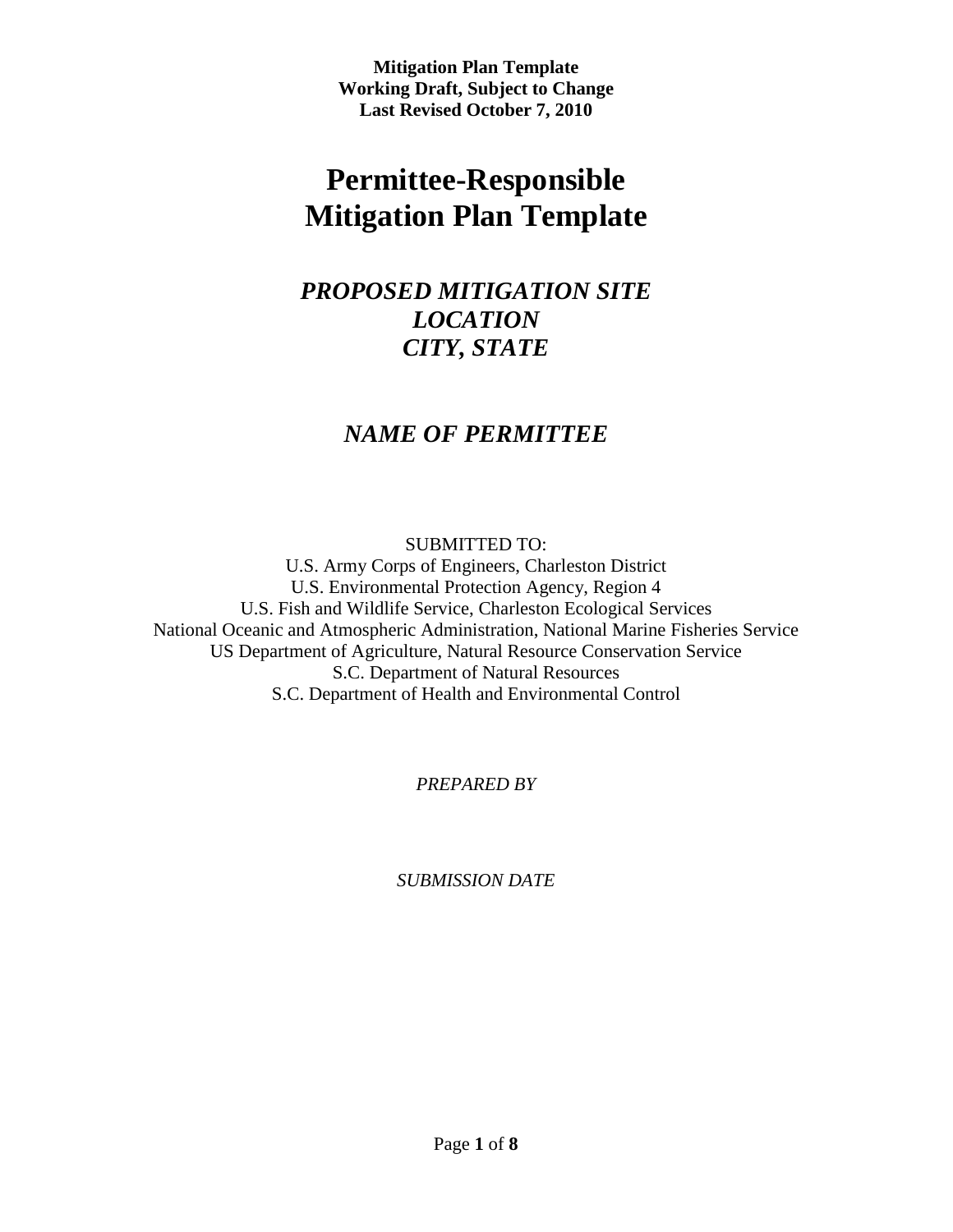**Mitigation Plan Template**
**Working Draft, Subject to Change**
**Last Revised October 7, 2010**

# Permittee-Responsible Mitigation Plan Template

## *PROPOSED MITIGATION SITE*
## *LOCATION*
## *CITY, STATE*

## *NAME OF PERMITTEE*

SUBMITTED TO:
U.S. Army Corps of Engineers, Charleston District
U.S. Environmental Protection Agency, Region 4
U.S. Fish and Wildlife Service, Charleston Ecological Services
National Oceanic and Atmospheric Administration, National Marine Fisheries Service
US Department of Agriculture, Natural Resource Conservation Service
S.C. Department of Natural Resources
S.C. Department of Health and Environmental Control

*PREPARED BY*

*SUBMISSION DATE*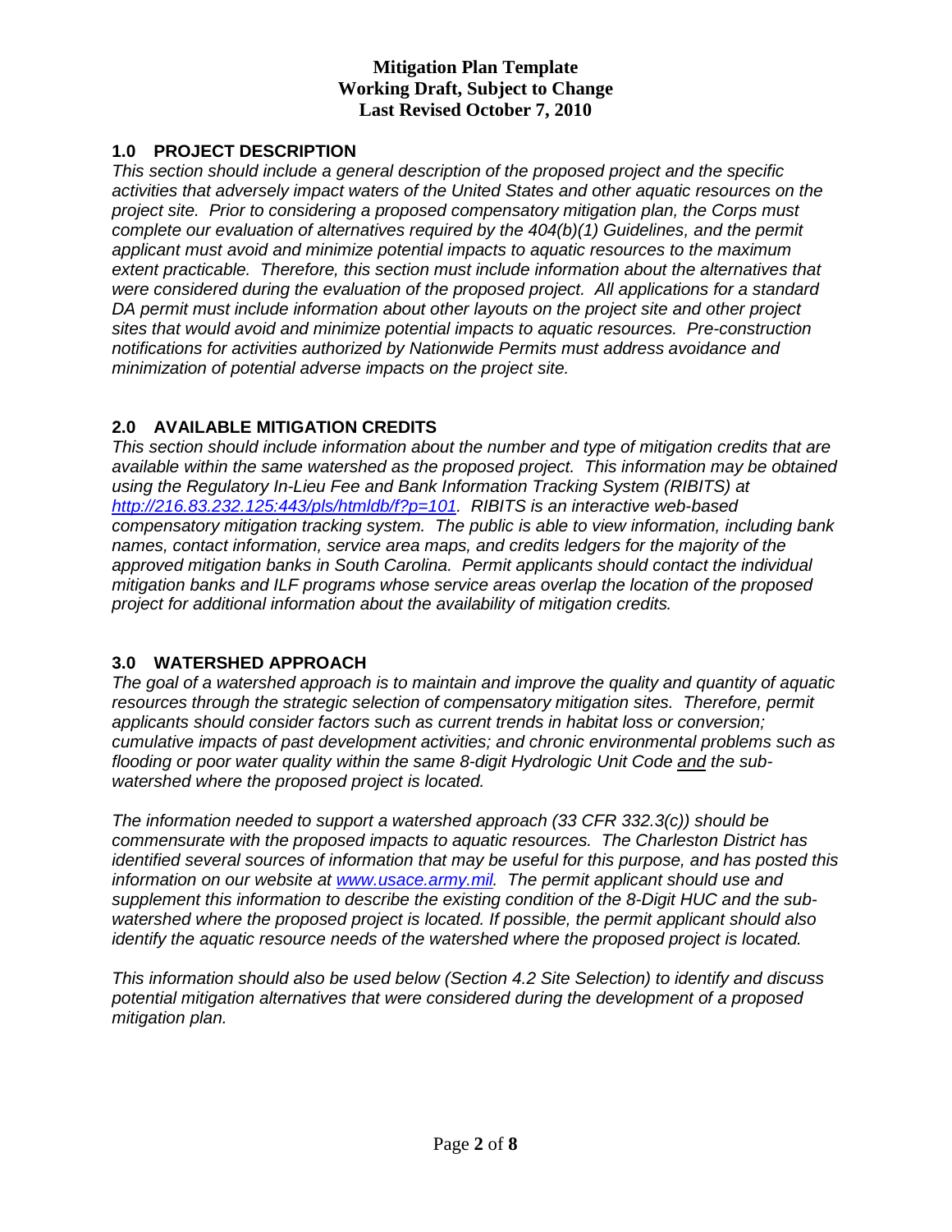**Mitigation Plan Template**
**Working Draft, Subject to Change**
**Last Revised October 7, 2010**

## 1.0 PROJECT DESCRIPTION

*This section should include a general description of the proposed project and the specific activities that adversely impact waters of the United States and other aquatic resources on the project site. Prior to considering a proposed compensatory mitigation plan, the Corps must complete our evaluation of alternatives required by the 404(b)(1) Guidelines, and the permit applicant must avoid and minimize potential impacts to aquatic resources to the maximum extent practicable. Therefore, this section must include information about the alternatives that were considered during the evaluation of the proposed project. All applications for a standard DA permit must include information about other layouts on the project site and other project sites that would avoid and minimize potential impacts to aquatic resources. Pre-construction notifications for activities authorized by Nationwide Permits must address avoidance and minimization of potential adverse impacts on the project site.*

## 2.0 AVAILABLE MITIGATION CREDITS

*This section should include information about the number and type of mitigation credits that are available within the same watershed as the proposed project. This information may be obtained using the Regulatory In-Lieu Fee and Bank Information Tracking System (RIBITS) at [http://216.83.232.125:443/pls/htmldb/f?p=101](http://216.83.232.125:443/pls/htmldb/f?p=101). RIBITS is an interactive web-based compensatory mitigation tracking system. The public is able to view information, including bank names, contact information, service area maps, and credits ledgers for the majority of the approved mitigation banks in South Carolina. Permit applicants should contact the individual mitigation banks and ILF programs whose service areas overlap the location of the proposed project for additional information about the availability of mitigation credits.*

## 3.0 WATERSHED APPROACH

*The goal of a watershed approach is to maintain and improve the quality and quantity of aquatic resources through the strategic selection of compensatory mitigation sites. Therefore, permit applicants should consider factors such as current trends in habitat loss or conversion; cumulative impacts of past development activities; and chronic environmental problems such as flooding or poor water quality within the same 8-digit Hydrologic Unit Code <u>and</u> the sub-watershed where the proposed project is located.*

*The information needed to support a watershed approach (33 CFR 332.3(c)) should be commensurate with the proposed impacts to aquatic resources. The Charleston District has identified several sources of information that may be useful for this purpose, and has posted this information on our website at [www.usace.army.mil](www.usace.army.mil). The permit applicant should use and supplement this information to describe the existing condition of the 8-Digit HUC and the sub-watershed where the proposed project is located. If possible, the permit applicant should also identify the aquatic resource needs of the watershed where the proposed project is located.*

*This information should also be used below (Section 4.2 Site Selection) to identify and discuss potential mitigation alternatives that were considered during the development of a proposed mitigation plan.*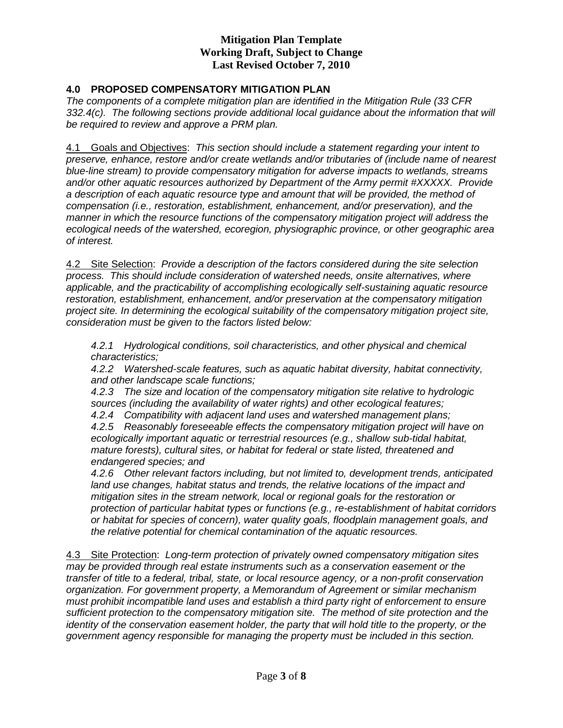## 4.0 PROPOSED COMPENSATORY MITIGATION PLAN

*The components of a complete mitigation plan are identified in the Mitigation Rule (33 CFR 332.4(c). The following sections provide additional local guidance about the information that will be required to review and approve a PRM plan.*

4.1 Goals and Objectives: *This section should include a statement regarding your intent to preserve, enhance, restore and/or create wetlands and/or tributaries of (include name of nearest blue-line stream) to provide compensatory mitigation for adverse impacts to wetlands, streams and/or other aquatic resources authorized by Department of the Army permit #XXXXX. Provide a description of each aquatic resource type and amount that will be provided, the method of compensation (i.e., restoration, establishment, enhancement, and/or preservation), and the manner in which the resource functions of the compensatory mitigation project will address the ecological needs of the watershed, ecoregion, physiographic province, or other geographic area of interest.*

4.2 Site Selection: *Provide a description of the factors considered during the site selection process. This should include consideration of watershed needs, onsite alternatives, where applicable, and the practicability of accomplishing ecologically self-sustaining aquatic resource restoration, establishment, enhancement, and/or preservation at the compensatory mitigation project site. In determining the ecological suitability of the compensatory mitigation project site, consideration must be given to the factors listed below:*

*4.2.1 Hydrological conditions, soil characteristics, and other physical and chemical characteristics;*
*4.2.2 Watershed-scale features, such as aquatic habitat diversity, habitat connectivity, and other landscape scale functions;*
*4.2.3 The size and location of the compensatory mitigation site relative to hydrologic sources (including the availability of water rights) and other ecological features;*
*4.2.4 Compatibility with adjacent land uses and watershed management plans;*
*4.2.5 Reasonably foreseeable effects the compensatory mitigation project will have on ecologically important aquatic or terrestrial resources (e.g., shallow sub-tidal habitat, mature forests), cultural sites, or habitat for federal or state listed, threatened and endangered species; and*
*4.2.6 Other relevant factors including, but not limited to, development trends, anticipated land use changes, habitat status and trends, the relative locations of the impact and mitigation sites in the stream network, local or regional goals for the restoration or protection of particular habitat types or functions (e.g., re-establishment of habitat corridors or habitat for species of concern), water quality goals, floodplain management goals, and the relative potential for chemical contamination of the aquatic resources.*

4.3 Site Protection: *Long-term protection of privately owned compensatory mitigation sites may be provided through real estate instruments such as a conservation easement or the transfer of title to a federal, tribal, state, or local resource agency, or a non-profit conservation organization. For government property, a Memorandum of Agreement or similar mechanism must prohibit incompatible land uses and establish a third party right of enforcement to ensure sufficient protection to the compensatory mitigation site. The method of site protection and the identity of the conservation easement holder, the party that will hold title to the property, or the government agency responsible for managing the property must be included in this section.*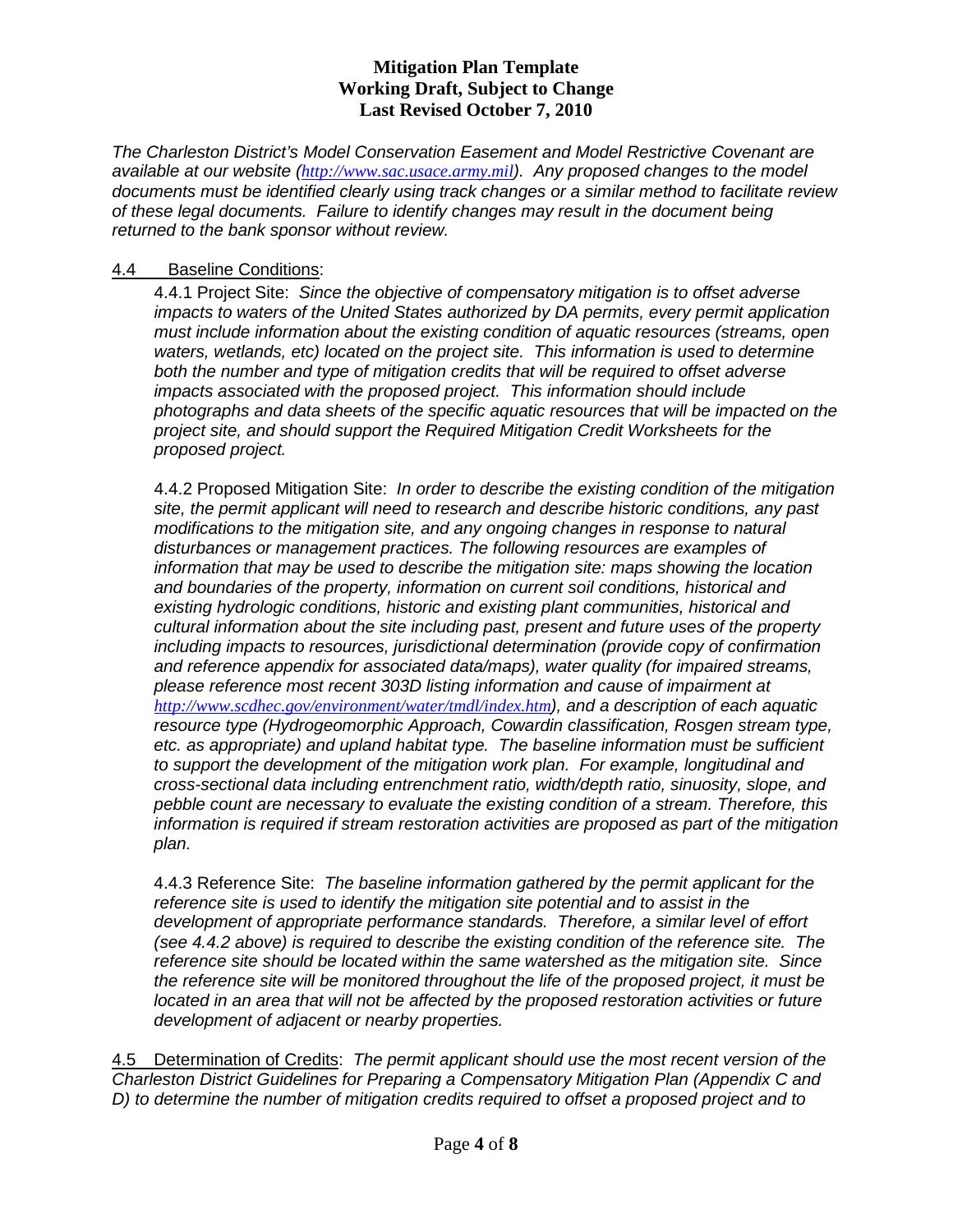*The Charleston District's Model Conservation Easement and Model Restrictive Covenant are available at our website (http://www.sac.usace.army.mil). Any proposed changes to the model documents must be identified clearly using track changes or a similar method to facilitate review of these legal documents. Failure to identify changes may result in the document being returned to the bank sponsor without review.*

4.4 Baseline Conditions:

4.4.1 Project Site: *Since the objective of compensatory mitigation is to offset adverse impacts to waters of the United States authorized by DA permits, every permit application must include information about the existing condition of aquatic resources (streams, open waters, wetlands, etc) located on the project site. This information is used to determine both the number and type of mitigation credits that will be required to offset adverse impacts associated with the proposed project. This information should include photographs and data sheets of the specific aquatic resources that will be impacted on the project site, and should support the Required Mitigation Credit Worksheets for the proposed project.*

4.4.2 Proposed Mitigation Site: *In order to describe the existing condition of the mitigation site, the permit applicant will need to research and describe historic conditions, any past modifications to the mitigation site, and any ongoing changes in response to natural disturbances or management practices. The following resources are examples of information that may be used to describe the mitigation site: maps showing the location and boundaries of the property, information on current soil conditions, historical and existing hydrologic conditions, historic and existing plant communities, historical and cultural information about the site including past, present and future uses of the property including impacts to resources, jurisdictional determination (provide copy of confirmation and reference appendix for associated data/maps), water quality (for impaired streams, please reference most recent 303D listing information and cause of impairment at http://www.scdhec.gov/environment/water/tmdl/index.htm), and a description of each aquatic resource type (Hydrogeomorphic Approach, Cowardin classification, Rosgen stream type, etc. as appropriate) and upland habitat type. The baseline information must be sufficient to support the development of the mitigation work plan. For example, longitudinal and cross-sectional data including entrenchment ratio, width/depth ratio, sinuosity, slope, and pebble count are necessary to evaluate the existing condition of a stream. Therefore, this information is required if stream restoration activities are proposed as part of the mitigation plan.*

4.4.3 Reference Site: *The baseline information gathered by the permit applicant for the reference site is used to identify the mitigation site potential and to assist in the development of appropriate performance standards. Therefore, a similar level of effort (see 4.4.2 above) is required to describe the existing condition of the reference site. The reference site should be located within the same watershed as the mitigation site. Since the reference site will be monitored throughout the life of the proposed project, it must be located in an area that will not be affected by the proposed restoration activities or future development of adjacent or nearby properties.*

4.5 Determination of Credits: *The permit applicant should use the most recent version of the Charleston District Guidelines for Preparing a Compensatory Mitigation Plan (Appendix C and D) to determine the number of mitigation credits required to offset a proposed project and to*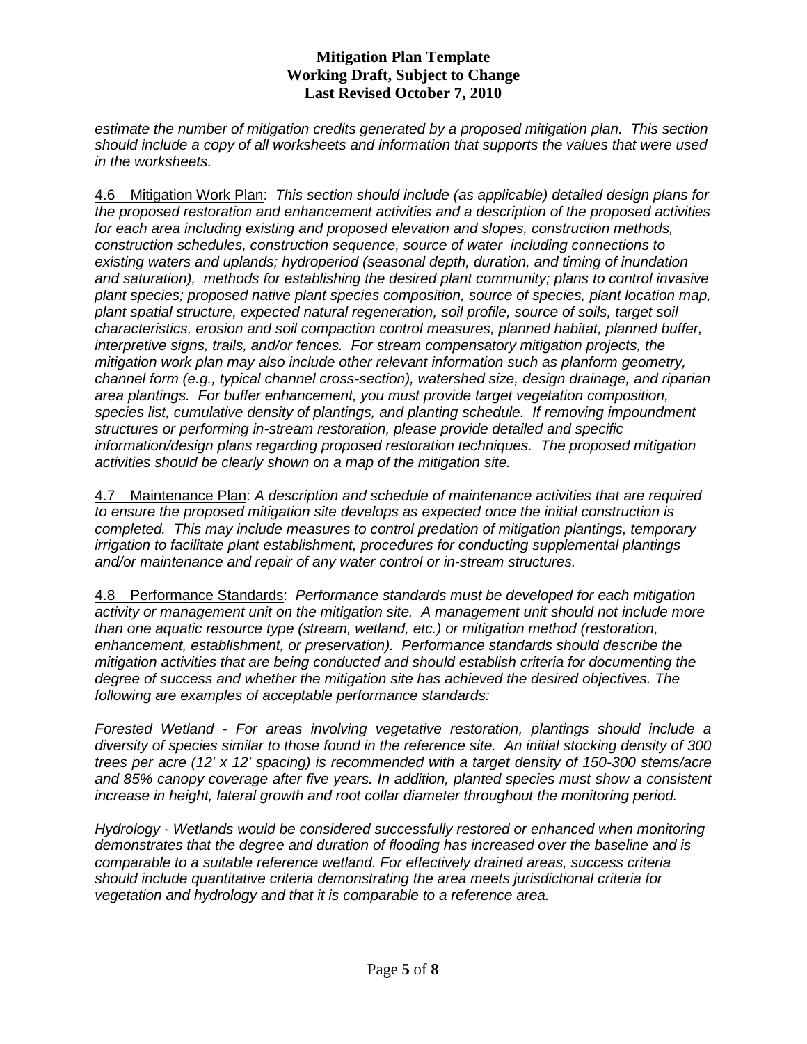*estimate the number of mitigation credits generated by a proposed mitigation plan. This section should include a copy of all worksheets and information that supports the values that were used in the worksheets.*

4.6 Mitigation Work Plan: *This section should include (as applicable) detailed design plans for the proposed restoration and enhancement activities and a description of the proposed activities for each area including existing and proposed elevation and slopes, construction methods, construction schedules, construction sequence, source of water including connections to existing waters and uplands; hydroperiod (seasonal depth, duration, and timing of inundation and saturation), methods for establishing the desired plant community; plans to control invasive plant species; proposed native plant species composition, source of species, plant location map, plant spatial structure, expected natural regeneration, soil profile, source of soils, target soil characteristics, erosion and soil compaction control measures, planned habitat, planned buffer, interpretive signs, trails, and/or fences. For stream compensatory mitigation projects, the mitigation work plan may also include other relevant information such as planform geometry, channel form (e.g., typical channel cross-section), watershed size, design drainage, and riparian area plantings. For buffer enhancement, you must provide target vegetation composition, species list, cumulative density of plantings, and planting schedule. If removing impoundment structures or performing in-stream restoration, please provide detailed and specific information/design plans regarding proposed restoration techniques. The proposed mitigation activities should be clearly shown on a map of the mitigation site.*

4.7 Maintenance Plan: *A description and schedule of maintenance activities that are required to ensure the proposed mitigation site develops as expected once the initial construction is completed. This may include measures to control predation of mitigation plantings, temporary irrigation to facilitate plant establishment, procedures for conducting supplemental plantings and/or maintenance and repair of any water control or in-stream structures.*

4.8 Performance Standards: *Performance standards must be developed for each mitigation activity or management unit on the mitigation site. A management unit should not include more than one aquatic resource type (stream, wetland, etc.) or mitigation method (restoration, enhancement, establishment, or preservation). Performance standards should describe the mitigation activities that are being conducted and should establish criteria for documenting the degree of success and whether the mitigation site has achieved the desired objectives. The following are examples of acceptable performance standards:*

*Forested Wetland - For areas involving vegetative restoration, plantings should include a diversity of species similar to those found in the reference site. An initial stocking density of 300 trees per acre (12' x 12' spacing) is recommended with a target density of 150-300 stems/acre and 85% canopy coverage after five years. In addition, planted species must show a consistent increase in height, lateral growth and root collar diameter throughout the monitoring period.*

*Hydrology - Wetlands would be considered successfully restored or enhanced when monitoring demonstrates that the degree and duration of flooding has increased over the baseline and is comparable to a suitable reference wetland. For effectively drained areas, success criteria should include quantitative criteria demonstrating the area meets jurisdictional criteria for vegetation and hydrology and that it is comparable to a reference area.*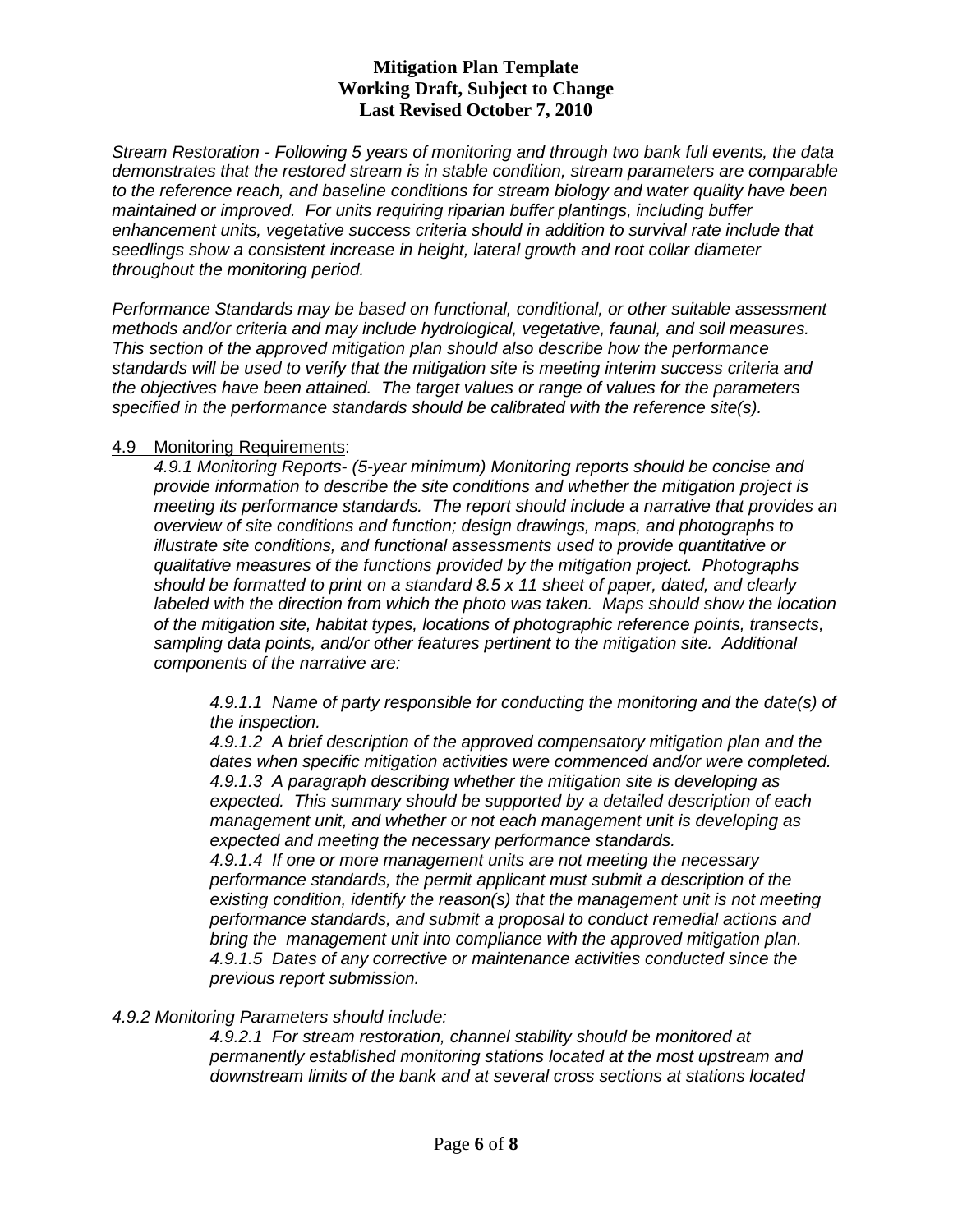*Stream Restoration - Following 5 years of monitoring and through two bank full events, the data demonstrates that the restored stream is in stable condition, stream parameters are comparable to the reference reach, and baseline conditions for stream biology and water quality have been maintained or improved. For units requiring riparian buffer plantings, including buffer enhancement units, vegetative success criteria should in addition to survival rate include that seedlings show a consistent increase in height, lateral growth and root collar diameter throughout the monitoring period.*

*Performance Standards may be based on functional, conditional, or other suitable assessment methods and/or criteria and may include hydrological, vegetative, faunal, and soil measures. This section of the approved mitigation plan should also describe how the performance standards will be used to verify that the mitigation site is meeting interim success criteria and the objectives have been attained. The target values or range of values for the parameters specified in the performance standards should be calibrated with the reference site(s).*

4.9 Monitoring Requirements:

*4.9.1 Monitoring Reports- (5-year minimum) Monitoring reports should be concise and provide information to describe the site conditions and whether the mitigation project is meeting its performance standards. The report should include a narrative that provides an overview of site conditions and function; design drawings, maps, and photographs to illustrate site conditions, and functional assessments used to provide quantitative or qualitative measures of the functions provided by the mitigation project. Photographs should be formatted to print on a standard 8.5 x 11 sheet of paper, dated, and clearly labeled with the direction from which the photo was taken. Maps should show the location of the mitigation site, habitat types, locations of photographic reference points, transects, sampling data points, and/or other features pertinent to the mitigation site. Additional components of the narrative are:*

*4.9.1.1 Name of party responsible for conducting the monitoring and the date(s) of the inspection.*
*4.9.1.2 A brief description of the approved compensatory mitigation plan and the dates when specific mitigation activities were commenced and/or were completed.*
*4.9.1.3 A paragraph describing whether the mitigation site is developing as expected. This summary should be supported by a detailed description of each management unit, and whether or not each management unit is developing as expected and meeting the necessary performance standards.*
*4.9.1.4 If one or more management units are not meeting the necessary performance standards, the permit applicant must submit a description of the existing condition, identify the reason(s) that the management unit is not meeting performance standards, and submit a proposal to conduct remedial actions and bring the management unit into compliance with the approved mitigation plan.*
*4.9.1.5 Dates of any corrective or maintenance activities conducted since the previous report submission.*

*4.9.2 Monitoring Parameters should include:*

*4.9.2.1 For stream restoration, channel stability should be monitored at permanently established monitoring stations located at the most upstream and downstream limits of the bank and at several cross sections at stations located*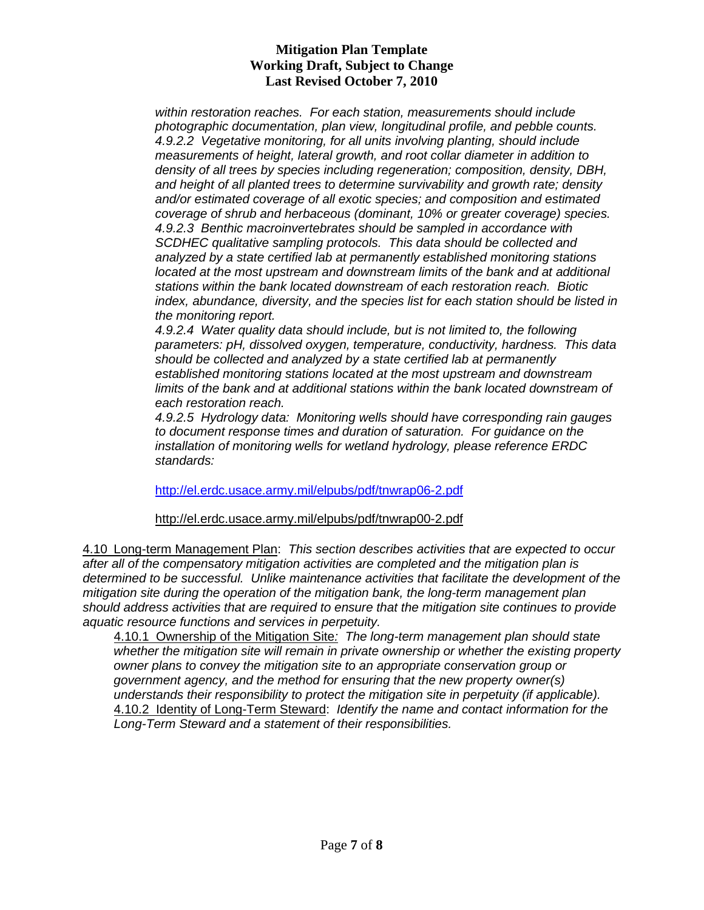*within restoration reaches. For each station, measurements should include photographic documentation, plan view, longitudinal profile, and pebble counts.*

*4.9.2.2 Vegetative monitoring, for all units involving planting, should include measurements of height, lateral growth, and root collar diameter in addition to density of all trees by species including regeneration; composition, density, DBH, and height of all planted trees to determine survivability and growth rate; density and/or estimated coverage of all exotic species; and composition and estimated coverage of shrub and herbaceous (dominant, 10% or greater coverage) species.*

*4.9.2.3 Benthic macroinvertebrates should be sampled in accordance with SCDHEC qualitative sampling protocols. This data should be collected and analyzed by a state certified lab at permanently established monitoring stations located at the most upstream and downstream limits of the bank and at additional stations within the bank located downstream of each restoration reach. Biotic index, abundance, diversity, and the species list for each station should be listed in the monitoring report.*

*4.9.2.4 Water quality data should include, but is not limited to, the following parameters: pH, dissolved oxygen, temperature, conductivity, hardness. This data should be collected and analyzed by a state certified lab at permanently established monitoring stations located at the most upstream and downstream limits of the bank and at additional stations within the bank located downstream of each restoration reach.*

*4.9.2.5 Hydrology data: Monitoring wells should have corresponding rain gauges to document response times and duration of saturation. For guidance on the installation of monitoring wells for wetland hydrology, please reference ERDC standards:*

http://el.erdc.usace.army.mil/elpubs/pdf/tnwrap06-2.pdf

http://el.erdc.usace.army.mil/elpubs/pdf/tnwrap00-2.pdf

4.10 Long-term Management Plan: *This section describes activities that are expected to occur after all of the compensatory mitigation activities are completed and the mitigation plan is determined to be successful. Unlike maintenance activities that facilitate the development of the mitigation site during the operation of the mitigation bank, the long-term management plan should address activities that are required to ensure that the mitigation site continues to provide aquatic resource functions and services in perpetuity.*

4.10.1 Ownership of the Mitigation Site*: The long-term management plan should state whether the mitigation site will remain in private ownership or whether the existing property owner plans to convey the mitigation site to an appropriate conservation group or government agency, and the method for ensuring that the new property owner(s) understands their responsibility to protect the mitigation site in perpetuity (if applicable).*

4.10.2 Identity of Long-Term Steward: *Identify the name and contact information for the Long-Term Steward and a statement of their responsibilities.*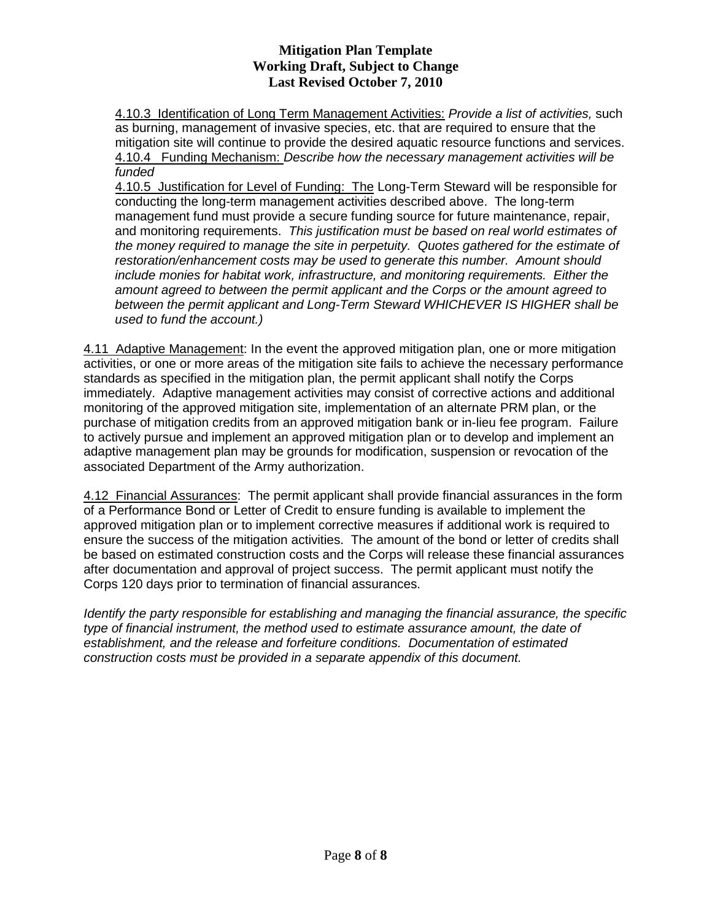4.10.3 Identification of Long Term Management Activities: *Provide a list of activities,* such as burning, management of invasive species, etc. that are required to ensure that the mitigation site will continue to provide the desired aquatic resource functions and services.
4.10.4 Funding Mechanism: *Describe how the necessary management activities will be funded*
4.10.5 Justification for Level of Funding: The Long-Term Steward will be responsible for conducting the long-term management activities described above. The long-term management fund must provide a secure funding source for future maintenance, repair, and monitoring requirements. *This justification must be based on real world estimates of the money required to manage the site in perpetuity. Quotes gathered for the estimate of restoration/enhancement costs may be used to generate this number. Amount should include monies for habitat work, infrastructure, and monitoring requirements. Either the amount agreed to between the permit applicant and the Corps or the amount agreed to between the permit applicant and Long-Term Steward WHICHEVER IS HIGHER shall be used to fund the account.)*

4.11 Adaptive Management: In the event the approved mitigation plan, one or more mitigation activities, or one or more areas of the mitigation site fails to achieve the necessary performance standards as specified in the mitigation plan, the permit applicant shall notify the Corps immediately. Adaptive management activities may consist of corrective actions and additional monitoring of the approved mitigation site, implementation of an alternate PRM plan, or the purchase of mitigation credits from an approved mitigation bank or in-lieu fee program. Failure to actively pursue and implement an approved mitigation plan or to develop and implement an adaptive management plan may be grounds for modification, suspension or revocation of the associated Department of the Army authorization.

4.12 Financial Assurances: The permit applicant shall provide financial assurances in the form of a Performance Bond or Letter of Credit to ensure funding is available to implement the approved mitigation plan or to implement corrective measures if additional work is required to ensure the success of the mitigation activities. The amount of the bond or letter of credits shall be based on estimated construction costs and the Corps will release these financial assurances after documentation and approval of project success. The permit applicant must notify the Corps 120 days prior to termination of financial assurances.

*Identify the party responsible for establishing and managing the financial assurance, the specific type of financial instrument, the method used to estimate assurance amount, the date of establishment, and the release and forfeiture conditions. Documentation of estimated construction costs must be provided in a separate appendix of this document.*